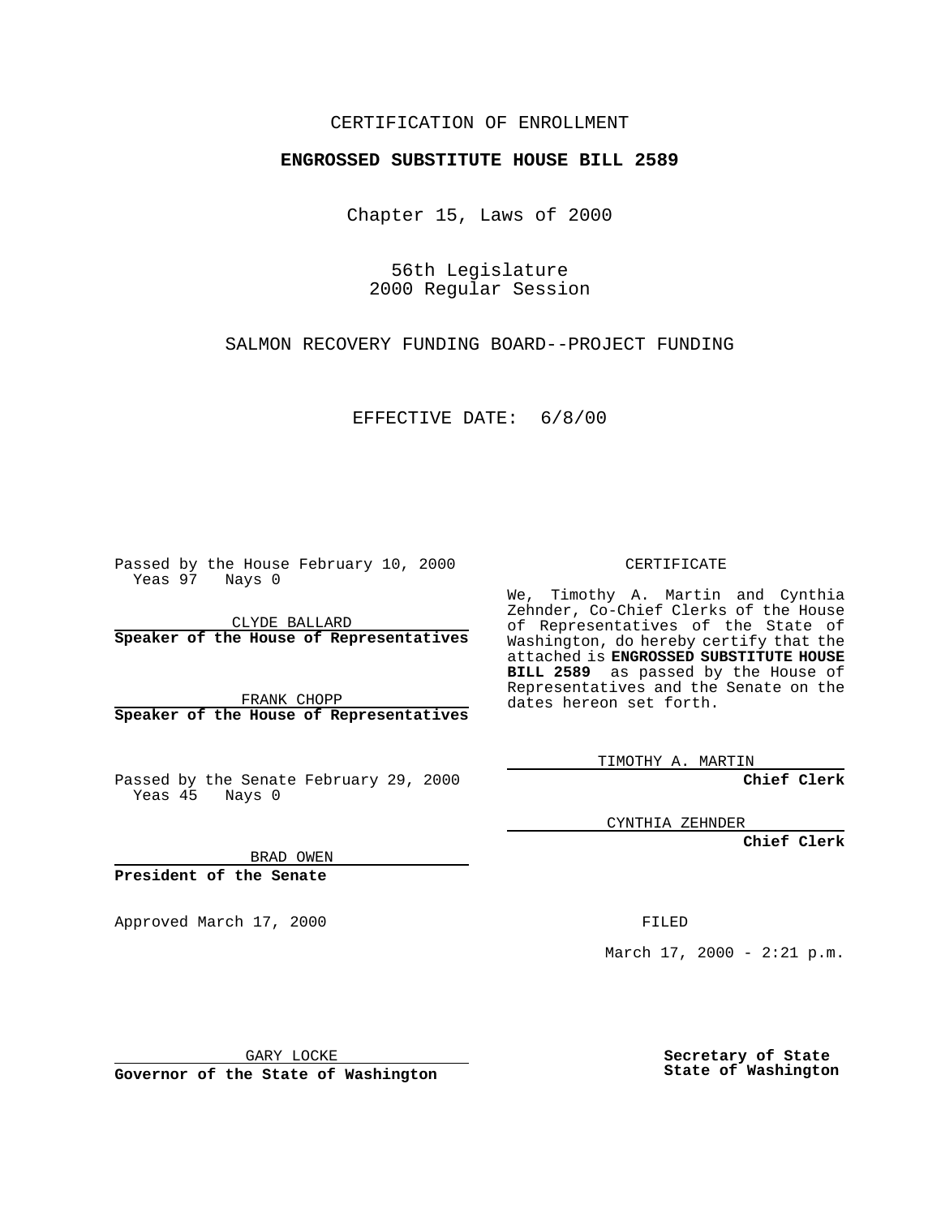CERTIFICATION OF ENROLLMENT

**ENGROSSED SUBSTITUTE HOUSE BILL 2589**

Chapter 15, Laws of 2000

56th Legislature
2000 Regular Session

SALMON RECOVERY FUNDING BOARD--PROJECT FUNDING

EFFECTIVE DATE: 6/8/00

Passed by the House February 10, 2000
Yeas 97 Nays 0

CLYDE BALLARD
**Speaker of the House of Representatives**

FRANK CHOPP
**Speaker of the House of Representatives**

Passed by the Senate February 29, 2000
Yeas 45 Nays 0

BRAD OWEN
**President of the Senate**

Approved March 17, 2000

GARY LOCKE
**Governor of the State of Washington**

CERTIFICATE

We, Timothy A. Martin and Cynthia Zehnder, Co-Chief Clerks of the House of Representatives of the State of Washington, do hereby certify that the attached is **ENGROSSED SUBSTITUTE HOUSE BILL 2589** as passed by the House of Representatives and the Senate on the dates hereon set forth.

TIMOTHY A. MARTIN
**Chief Clerk**

CYNTHIA ZEHNDER
**Chief Clerk**

FILED

March 17, 2000 - 2:21 p.m.

**Secretary of State**
**State of Washington**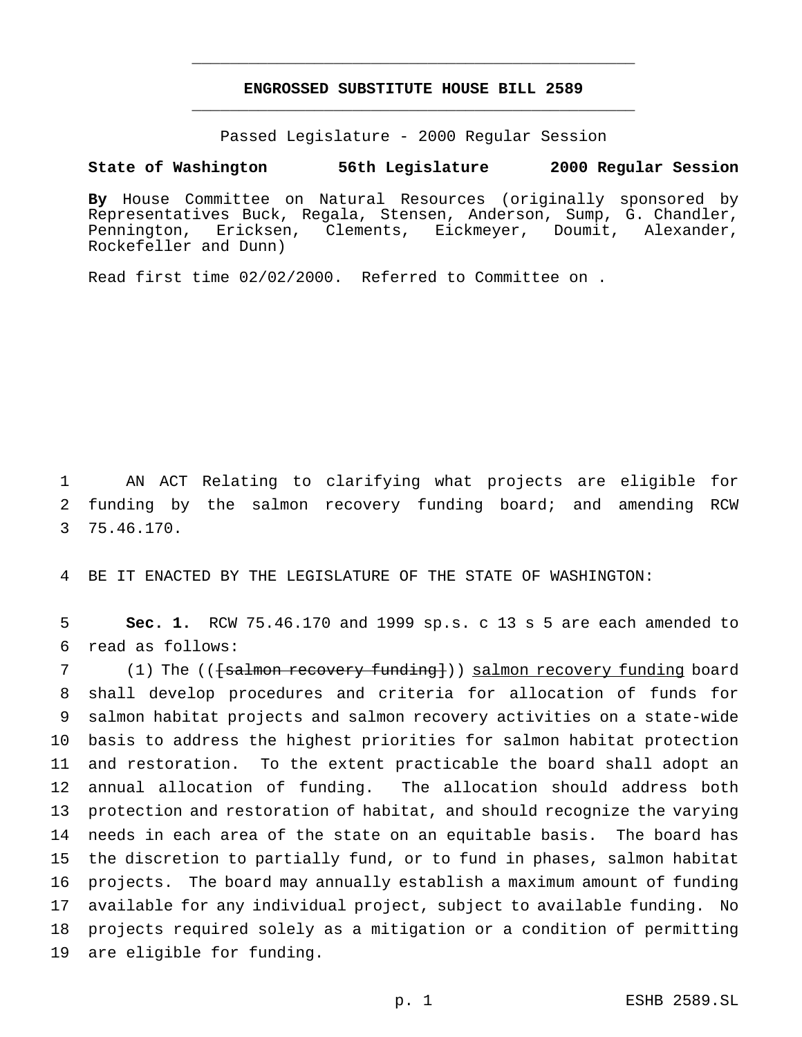# ENGROSSED SUBSTITUTE HOUSE BILL 2589

Passed Legislature - 2000 Regular Session

**State of Washington 56th Legislature 2000 Regular Session**

**By** House Committee on Natural Resources (originally sponsored by Representatives Buck, Regala, Stensen, Anderson, Sump, G. Chandler, Pennington, Ericksen, Clements, Eickmeyer, Doumit, Alexander, Rockefeller and Dunn)

Read first time 02/02/2000. Referred to Committee on .

AN ACT Relating to clarifying what projects are eligible for funding by the salmon recovery funding board; and amending RCW 75.46.170.

BE IT ENACTED BY THE LEGISLATURE OF THE STATE OF WASHINGTON:

**Sec. 1.** RCW 75.46.170 and 1999 sp.s. c 13 s 5 are each amended to read as follows:

(1) The ((~~[salmon recovery funding]~~)) <u>salmon recovery funding</u> board shall develop procedures and criteria for allocation of funds for salmon habitat projects and salmon recovery activities on a state-wide basis to address the highest priorities for salmon habitat protection and restoration. To the extent practicable the board shall adopt an annual allocation of funding. The allocation should address both protection and restoration of habitat, and should recognize the varying needs in each area of the state on an equitable basis. The board has the discretion to partially fund, or to fund in phases, salmon habitat projects. The board may annually establish a maximum amount of funding available for any individual project, subject to available funding. No projects required solely as a mitigation or a condition of permitting are eligible for funding.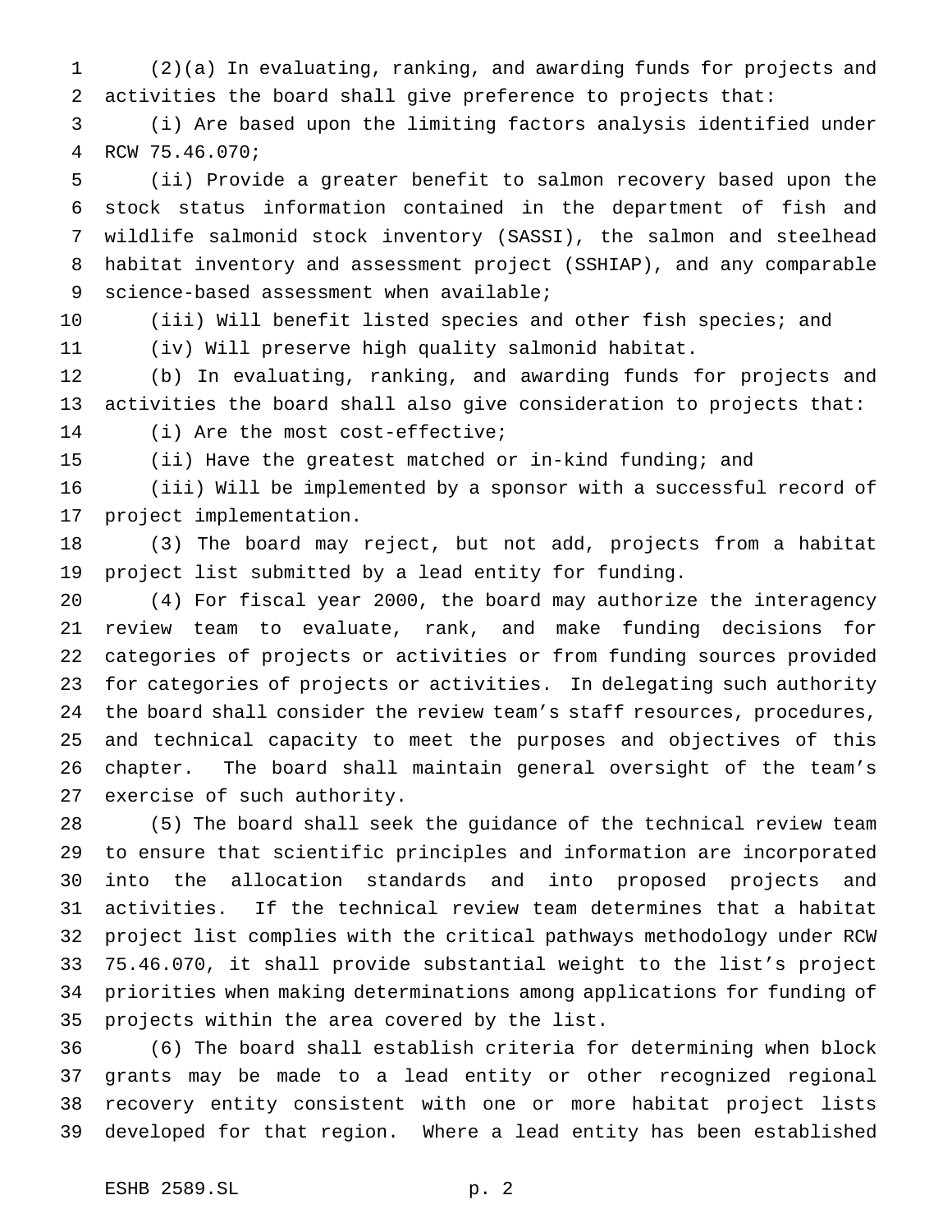(2)(a) In evaluating, ranking, and awarding funds for projects and activities the board shall give preference to projects that:

(i) Are based upon the limiting factors analysis identified under RCW 75.46.070;

(ii) Provide a greater benefit to salmon recovery based upon the stock status information contained in the department of fish and wildlife salmonid stock inventory (SASSI), the salmon and steelhead habitat inventory and assessment project (SSHIAP), and any comparable science-based assessment when available;

(iii) Will benefit listed species and other fish species; and

(iv) Will preserve high quality salmonid habitat.

(b) In evaluating, ranking, and awarding funds for projects and activities the board shall also give consideration to projects that:

(i) Are the most cost-effective;

(ii) Have the greatest matched or in-kind funding; and

(iii) Will be implemented by a sponsor with a successful record of project implementation.

(3) The board may reject, but not add, projects from a habitat project list submitted by a lead entity for funding.

(4) For fiscal year 2000, the board may authorize the interagency review team to evaluate, rank, and make funding decisions for categories of projects or activities or from funding sources provided for categories of projects or activities. In delegating such authority the board shall consider the review team's staff resources, procedures, and technical capacity to meet the purposes and objectives of this chapter. The board shall maintain general oversight of the team's exercise of such authority.

(5) The board shall seek the guidance of the technical review team to ensure that scientific principles and information are incorporated into the allocation standards and into proposed projects and activities. If the technical review team determines that a habitat project list complies with the critical pathways methodology under RCW 75.46.070, it shall provide substantial weight to the list's project priorities when making determinations among applications for funding of projects within the area covered by the list.

(6) The board shall establish criteria for determining when block grants may be made to a lead entity or other recognized regional recovery entity consistent with one or more habitat project lists developed for that region. Where a lead entity has been established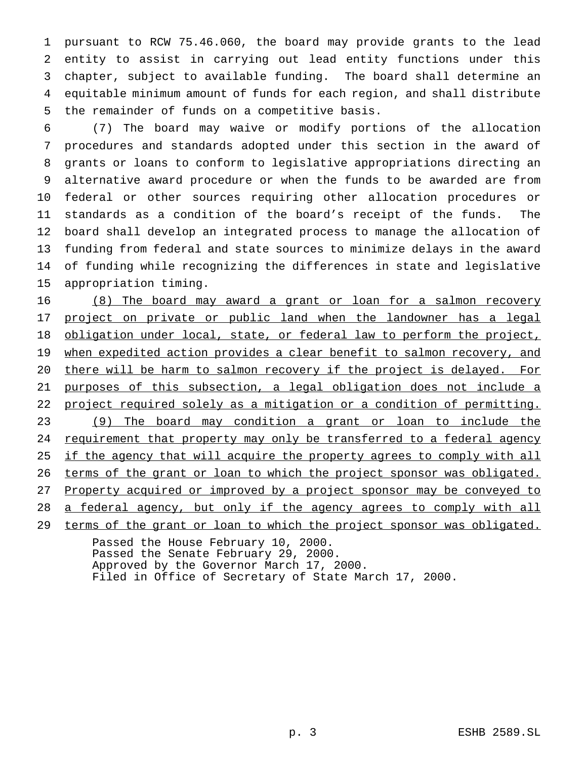pursuant to RCW 75.46.060, the board may provide grants to the lead entity to assist in carrying out lead entity functions under this chapter, subject to available funding. The board shall determine an equitable minimum amount of funds for each region, and shall distribute the remainder of funds on a competitive basis.

(7) The board may waive or modify portions of the allocation procedures and standards adopted under this section in the award of grants or loans to conform to legislative appropriations directing an alternative award procedure or when the funds to be awarded are from federal or other sources requiring other allocation procedures or standards as a condition of the board's receipt of the funds. The board shall develop an integrated process to manage the allocation of funding from federal and state sources to minimize delays in the award of funding while recognizing the differences in state and legislative appropriation timing.

<u>(8) The board may award a grant or loan for a salmon recovery project on private or public land when the landowner has a legal obligation under local, state, or federal law to perform the project, when expedited action provides a clear benefit to salmon recovery, and there will be harm to salmon recovery if the project is delayed. For purposes of this subsection, a legal obligation does not include a project required solely as a mitigation or a condition of permitting.</u>

<u>(9) The board may condition a grant or loan to include the requirement that property may only be transferred to a federal agency if the agency that will acquire the property agrees to comply with all terms of the grant or loan to which the project sponsor was obligated. Property acquired or improved by a project sponsor may be conveyed to a federal agency, but only if the agency agrees to comply with all terms of the grant or loan to which the project sponsor was obligated.</u>

Passed the House February 10, 2000.
Passed the Senate February 29, 2000.
Approved by the Governor March 17, 2000.
Filed in Office of Secretary of State March 17, 2000.